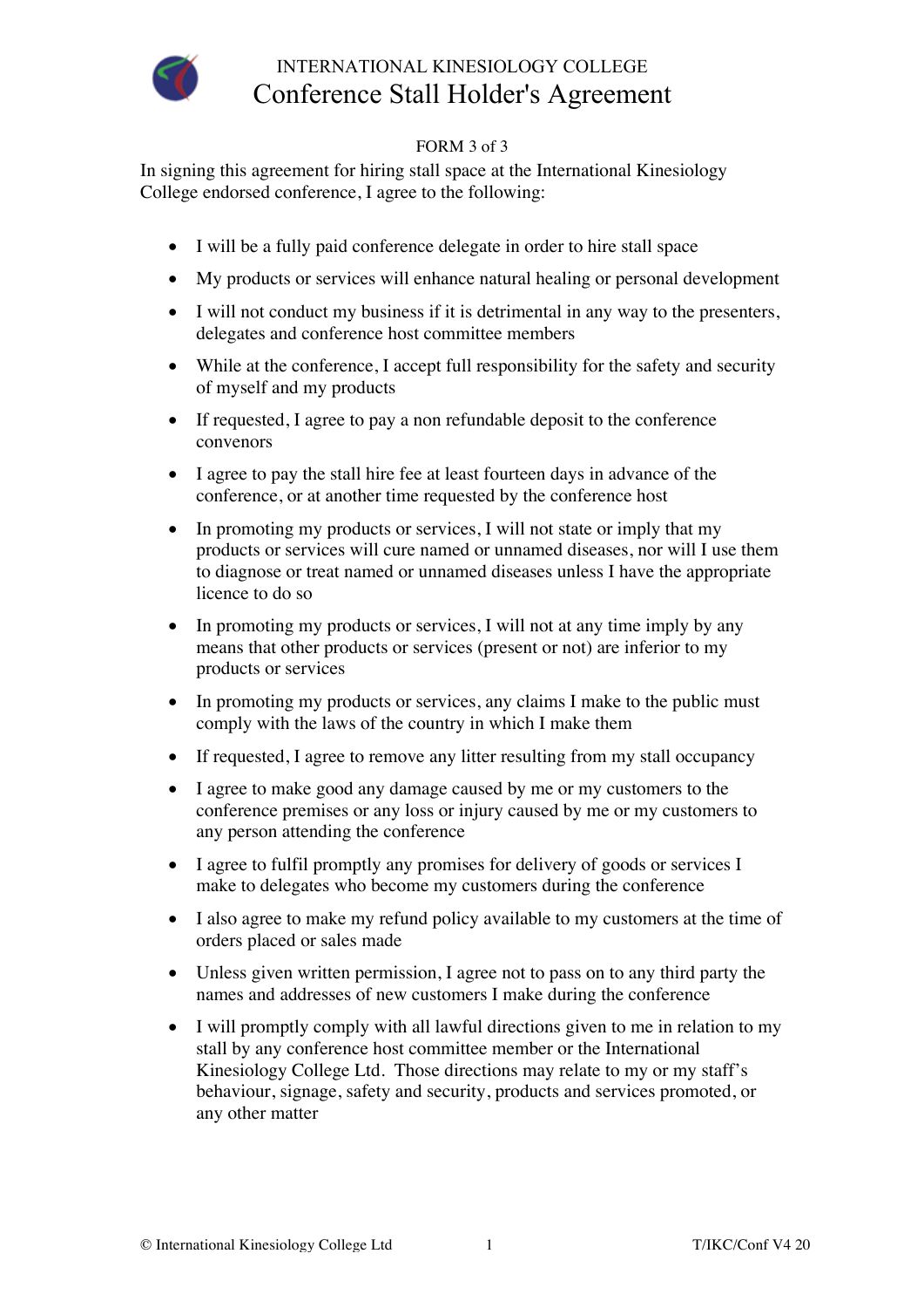# INTERNATIONAL KINESIOLOGY COLLEGE

## Conference Stall Holder's Agreement

FORM 3 of 3

In signing this agreement for hiring stall space at the International Kinesiology College endorsed conference, I agree to the following:

- I will be a fully paid conference delegate in order to hire stall space
- My products or services will enhance natural healing or personal development
- I will not conduct my business if it is detrimental in any way to the presenters, delegates and conference host committee members
- While at the conference, I accept full responsibility for the safety and security of myself and my products
- If requested, I agree to pay a non refundable deposit to the conference convenors
- I agree to pay the stall hire fee at least fourteen days in advance of the conference, or at another time requested by the conference host
- In promoting my products or services, I will not state or imply that my products or services will cure named or unnamed diseases, nor will I use them to diagnose or treat named or unnamed diseases unless I have the appropriate licence to do so
- In promoting my products or services, I will not at any time imply by any means that other products or services (present or not) are inferior to my products or services
- In promoting my products or services, any claims I make to the public must comply with the laws of the country in which I make them
- If requested, I agree to remove any litter resulting from my stall occupancy
- I agree to make good any damage caused by me or my customers to the conference premises or any loss or injury caused by me or my customers to any person attending the conference
- I agree to fulfil promptly any promises for delivery of goods or services I make to delegates who become my customers during the conference
- I also agree to make my refund policy available to my customers at the time of orders placed or sales made
- Unless given written permission, I agree not to pass on to any third party the names and addresses of new customers I make during the conference
- I will promptly comply with all lawful directions given to me in relation to my stall by any conference host committee member or the International Kinesiology College Ltd. Those directions may relate to my or my staff's behaviour, signage, safety and security, products and services promoted, or any other matter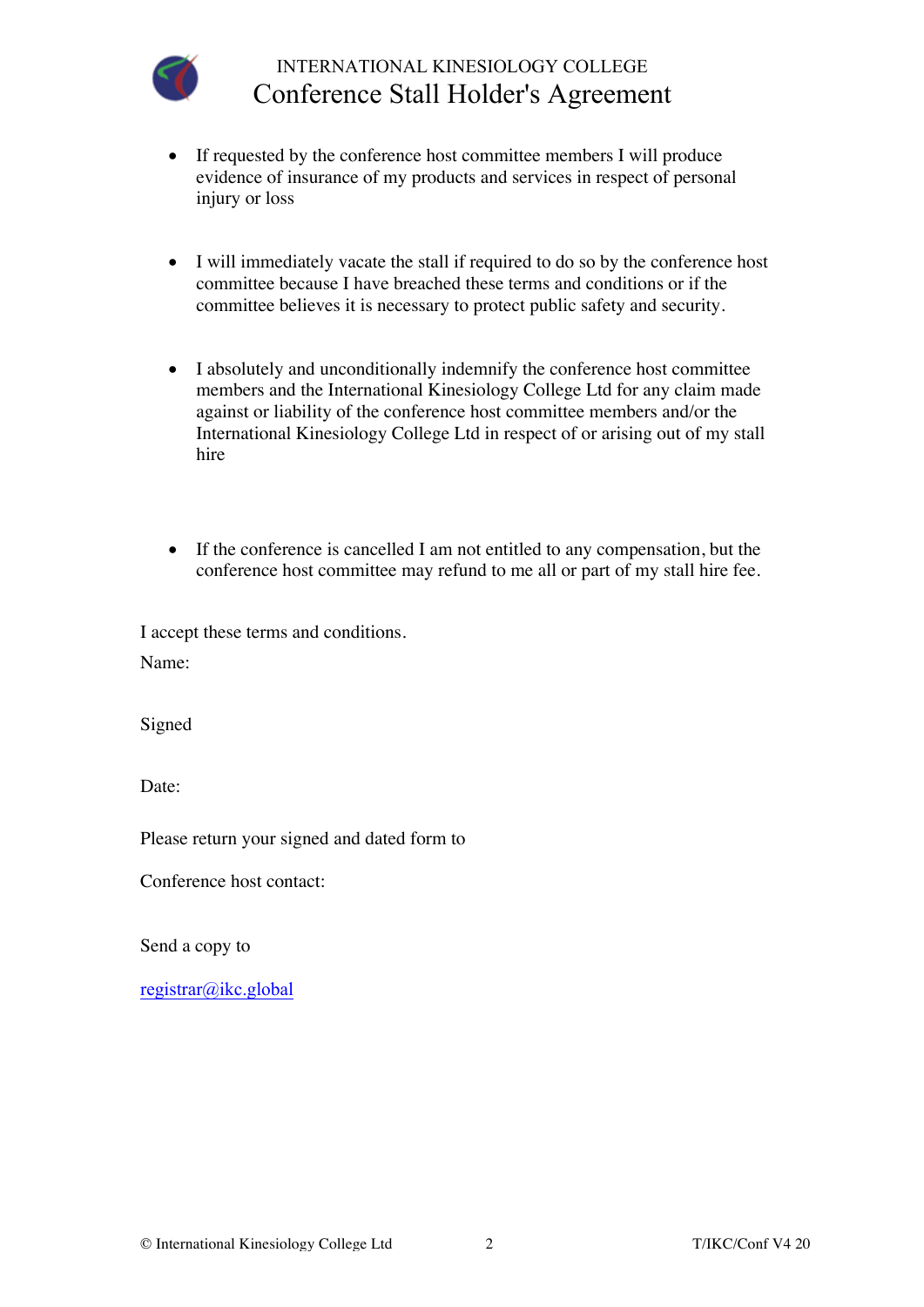INTERNATIONAL KINESIOLOGY COLLEGE

# Conference Stall Holder's Agreement

- If requested by the conference host committee members I will produce evidence of insurance of my products and services in respect of personal injury or loss

- I will immediately vacate the stall if required to do so by the conference host committee because I have breached these terms and conditions or if the committee believes it is necessary to protect public safety and security.

- I absolutely and unconditionally indemnify the conference host committee members and the International Kinesiology College Ltd for any claim made against or liability of the conference host committee members and/or the International Kinesiology College Ltd in respect of or arising out of my stall hire

- If the conference is cancelled I am not entitled to any compensation, but the conference host committee may refund to me all or part of my stall hire fee.

I accept these terms and conditions.

Name:

Signed

Date:

Please return your signed and dated form to

Conference host contact:

Send a copy to

[registrar@ikc.global](mailto:registrar@ikc.global)

© International Kinesiology College Ltd T/IKC/Conf V4 20